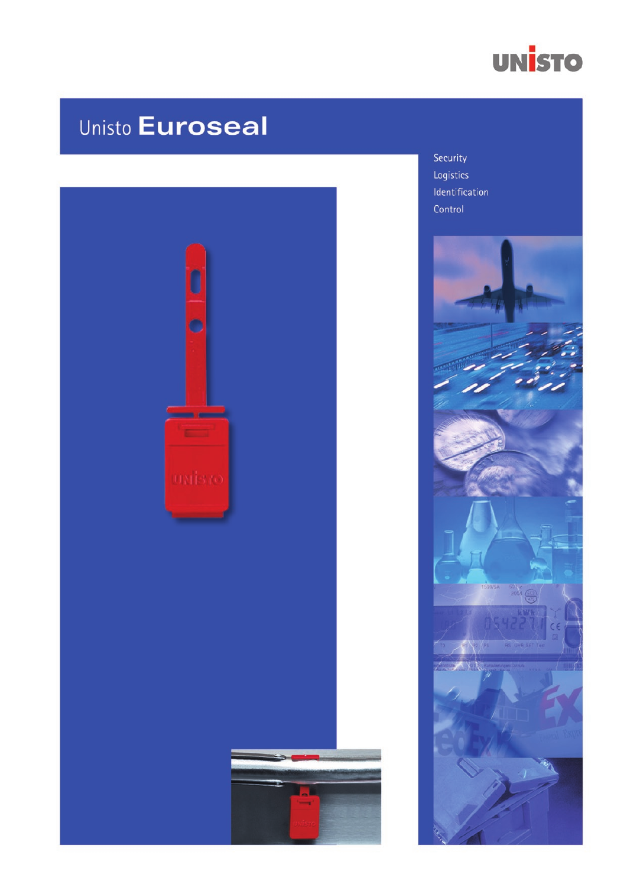UNISTO

# Unisto **Euroseal**

Security
Logistics
Identification
Control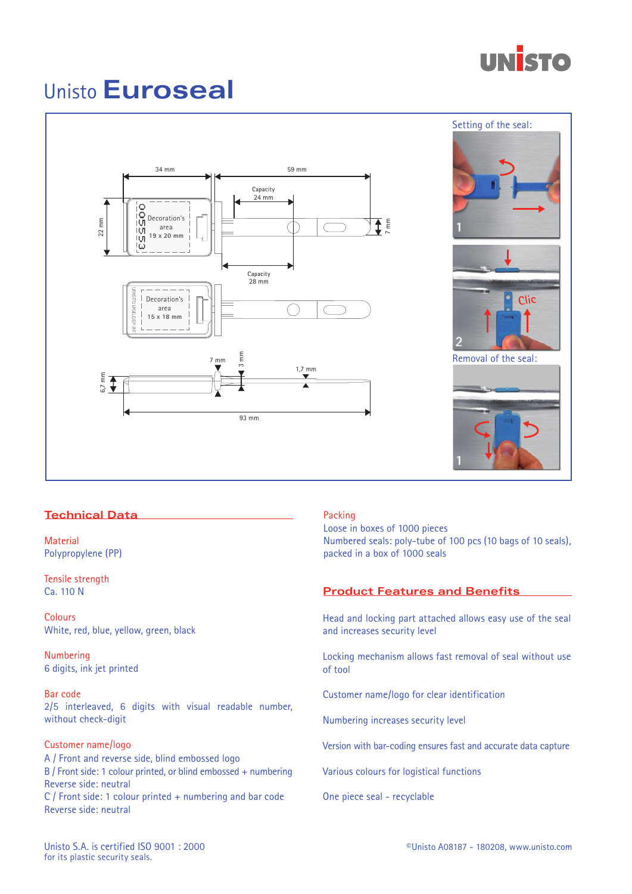# Unisto **Euroseal**

34 mm

59 mm

Capacity
24 mm

22 mm

7 mm

Decoration's area
19 x 20 mm

Capacity
28 mm

Decoration's area
15 x 18 mm

7 mm

3 mm

1,7 mm

6,7 mm

93 mm

Setting of the seal:

1

Clic

2

Removal of the seal:

1

## Technical Data

**Material**
Polypropylene (PP)

**Tensile strength**
Ca. 110 N

**Colours**
White, red, blue, yellow, green, black

**Numbering**
6 digits, ink jet printed

**Bar code**
2/5 interleaved, 6 digits with visual readable number, without check-digit

**Customer name/logo**
A / Front and reverse side, blind embossed logo
B / Front side: 1 colour printed, or blind embossed + numbering
Reverse side: neutral
C / Front side: 1 colour printed + numbering and bar code
Reverse side: neutral

**Packing**
Loose in boxes of 1000 pieces
Numbered seals: poly-tube of 100 pcs (10 bags of 10 seals), packed in a box of 1000 seals

## Product Features and Benefits

Head and locking part attached allows easy use of the seal and increases security level

Locking mechanism allows fast removal of seal without use of tool

Customer name/logo for clear identification

Numbering increases security level

Version with bar-coding ensures fast and accurate data capture

Various colours for logistical functions

One piece seal - recyclable

Unisto S.A. is certified ISO 9001 : 2000
for its plastic security seals.

©Unisto A08187 - 180208, www.unisto.com